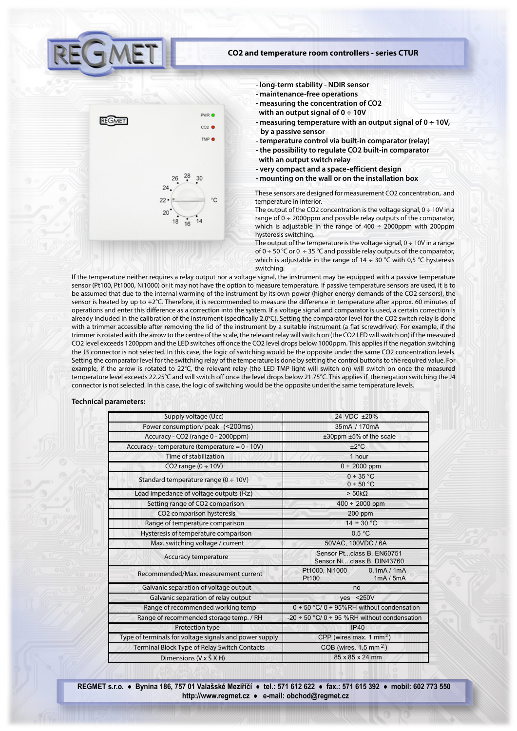# CO2 and temperature room controllers - series CTUR

- long-term stability - NDIR sensor
- maintenance-free operations
- measuring the concentration of $CO_2$ with an output signal of 0 ÷ 10V
- measuring temperature with an output signal of 0 ÷ 10V, by a passive sensor
- temperature control via built-in comparator (relay)
- the possibility to regulate $CO_2$ built-in comparator with an output switch relay
- very compact and a space-efficient design
- mounting on the wall or on the installation box

These sensors are designed for measurement $CO_2$ concentration, and temperature in interior.

The output of the $CO_2$ concentration is the voltage signal, 0 ÷ 10V in a range of 0 ÷ 2000ppm and possible relay outputs of the comparator, which is adjustable in the range of 400 ÷ 2000ppm with 200ppm hysteresis switching.

The output of the temperature is the voltage signal, 0 ÷ 10V in a range of 0 ÷ 50 °C or 0 ÷ 35 °C and possible relay outputs of the comparator, which is adjustable in the range of 14 ÷ 30 °C with 0,5 °C hysteresis switching.

If the temperature neither requires a relay output nor a voltage signal, the instrument may be equipped with a passive temperature sensor (Pt100, Pt1000, Ni1000) or it may not have the option to measure temperature. If passive temperature sensors are used, it is to be assumed that due to the internal warming of the instrument by its own power (higher energy demands of the $CO_2$ sensors), the sensor is heated by up to +2°C. Therefore, it is recommended to measure the difference in temperature after approx. 60 minutes of operations and enter this difference as a correction into the system. If a voltage signal and comparator is used, a certain correction is already included in the calibration of the instrument (specifically 2.0°C). Setting the comparator level for the $CO_2$ switch relay is done with a trimmer accessible after removing the lid of the instrument by a suitable instrument (a flat screwdriver). For example, if the trimmer is rotated with the arrow to the centre of the scale, the relevant relay will switch on (the $CO_2$ LED will switch on) if the measured $CO_2$ level exceeds 1200ppm and the LED switches off once the $CO_2$ level drops below 1000ppm. This applies if the negation switching the J3 connector is not selected. In this case, the logic of switching would be the opposite under the same $CO_2$ concentration levels. Setting the comparator level for the switching relay of the temperature is done by setting the control buttons to the required value. For example, if the arrow is rotated to 22°C, the relevant relay (the LED TMP light will switch on) will switch on once the measured temperature level exceeds 22.25°C and will switch off once the level drops below 21.75°C. This applies if the negation switching the J4 connector is not selected. In this case, the logic of switching would be the opposite under the same temperature levels.

**Technical parameters:**

| Parameter | Value |
|---|---|
| Supply voltage (Ucc) | 24 VDC ±20% |
| Power consumption/ peak (<200ms) | 35mA / 170mA |
| Accuracy - CO2 (range 0 - 2000ppm) | ±30ppm ±5% of the scale |
| Accuracy - temperature (temperature = 0 - 10V) | ±2°C |
| Time of stabilization | 1 hour |
| CO2 range (0 ÷ 10V) | 0 ÷ 2000 ppm |
| Standard temperature range (0 ÷ 10V) | 0 ÷ 35 °C<br>0 ÷ 50 °C |
| Load impedance of voltage outputs (Rz) | > 50kΩ |
| Setting range of CO2 comparison | 400 ÷ 2000 ppm |
| CO2 comparison hysteresis | 200 ppm |
| Range of temperature comparison | 14 ÷ 30 °C |
| Hysteresis of temperature comparison | 0,5 °C |
| Max. switching voltage / current | 50VAC, 100VDC / 6A |
| Accuracy temperature | Sensor Pt...class B, EN60751<br>Sensor Ni....class B, DIN43760 |
| Recommended/Max. measurement current | Pt1000, Ni1000 0,1mA / 1mA<br>Pt100 1mA / 5mA |
| Galvanic separation of voltage output | no |
| Galvanic separation of relay output | yes <250V |
| Range of recommended working temp | 0 ÷ 50 °C/ 0 ÷ 95%RH without condensation |
| Range of recommended storage temp. / RH | -20 ÷ 50 °C/ 0 ÷ 95 %RH without condensation |
| Protection type | IP40 |
| Type of terminals for voltage signals and power supply | CPP (wires max. 1 mm$^2$) |
| Terminal Block Type of Relay Switch Contacts | COB (wires. 1.5 mm$^2$) |
| Dimensions (V x Š X H) | 85 x 85 x 24 mm |

**REGMET s.r.o. • Bynina 186, 757 01 Valašské Meziříčí • tel.: 571 612 622 • fax.: 571 615 392 • mobil: 602 773 550**
**http://www.regmet.cz • e-mail: obchod@regmet.cz**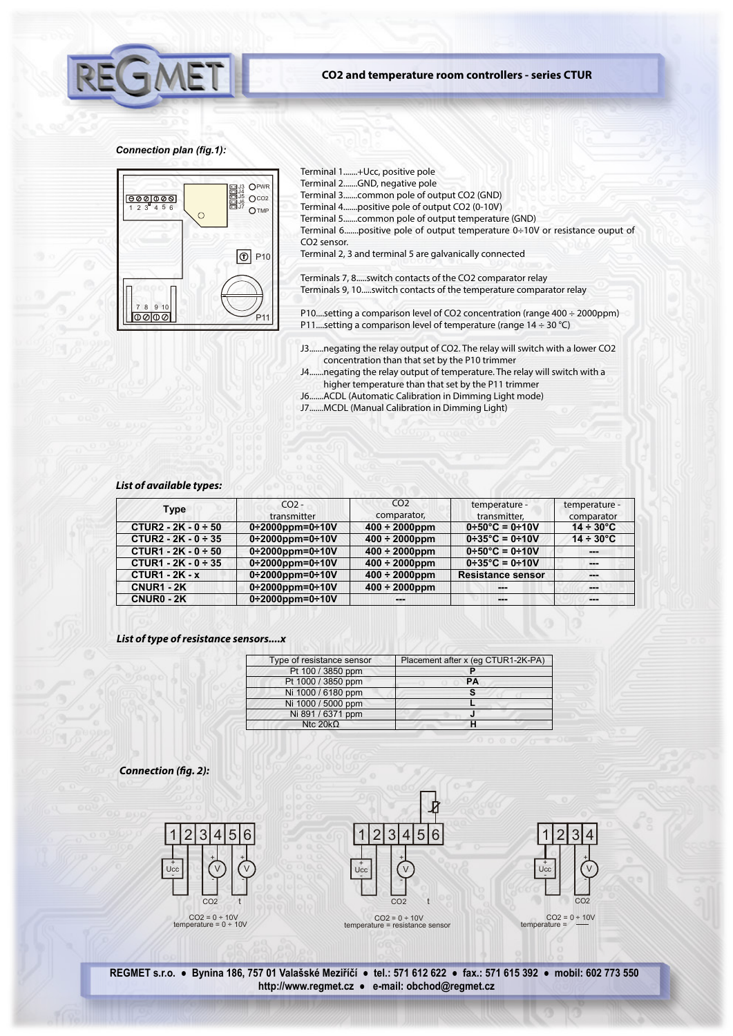## CO2 and temperature room controllers - series CTUR

***Connection plan (fig.1):***

Terminal 1.......+Ucc, positive pole
Terminal 2.......GND, negative pole
Terminal 3.......common pole of output CO2 (GND)
Terminal 4.......positive pole of output CO2 (0-10V)
Terminal 5.......common pole of output temperature (GND)
Terminal 6.......positive pole of output temperature 0÷10V or resistance ouput of CO2 sensor.
Terminal 2, 3 and terminal 5 are galvanically connected

Terminals 7, 8.....switch contacts of the CO2 comparator relay
Terminals 9, 10.....switch contacts of the temperature comparator relay

P10....setting a comparison level of CO2 concentration (range 400 ÷ 2000ppm)
P11....setting a comparison level of temperature (range 14 ÷ 30 °C)

J3.......negating the relay output of CO2. The relay will switch with a lower CO2 concentration than that set by the P10 trimmer
J4.......negating the relay output of temperature. The relay will switch with a higher temperature than that set by the P11 trimmer
J6.......ACDL (Automatic Calibration in Dimming Light mode)
J7.......MCDL (Manual Calibration in Dimming Light)

***List of available types:***

| Type | CO2 - transmitter | CO2 comparator, | temperature - transmitter, | temperature - comparator |
|---|---|---|---|---|
| **CTUR2 - 2K - 0 ÷ 50** | **0÷2000ppm=0÷10V** | **400 ÷ 2000ppm** | **0÷50°C = 0÷10V** | **14 ÷ 30°C** |
| **CTUR2 - 2K - 0 ÷ 35** | **0÷2000ppm=0÷10V** | **400 ÷ 2000ppm** | **0÷35°C = 0÷10V** | **14 ÷ 30°C** |
| **CTUR1 - 2K - 0 ÷ 50** | **0÷2000ppm=0÷10V** | **400 ÷ 2000ppm** | **0÷50°C = 0÷10V** | **---** |
| **CTUR1 - 2K - 0 ÷ 35** | **0÷2000ppm=0÷10V** | **400 ÷ 2000ppm** | **0÷35°C = 0÷10V** | **---** |
| **CTUR1 - 2K - x** | **0÷2000ppm=0÷10V** | **400 ÷ 2000ppm** | **Resistance sensor** | **---** |
| **CNUR1 - 2K** | **0÷2000ppm=0÷10V** | **400 ÷ 2000ppm** | **---** | **---** |
| **CNUR0 - 2K** | **0÷2000ppm=0÷10V** | **---** | **---** | **---** |

***List of type of resistance sensors....x***

| Type of resistance sensor | Placement after x (eg CTUR1-2K-PA) |
|---|---|
| Pt 100 / 3850 ppm | **P** |
| Pt 1000 / 3850 ppm | **PA** |
| Ni 1000 / 6180 ppm | **S** |
| Ni 1000 / 5000 ppm | **L** |
| Ni 891 / 6371 ppm | **J** |
| Ntc 20kΩ | **H** |

***Connection (fig. 2):***

CO2 = 0 ÷ 10V
temperature = 0 ÷ 10V

CO2 = 0 ÷ 10V
temperature = resistance sensor

CO2 = 0 ÷ 10V
temperature = ---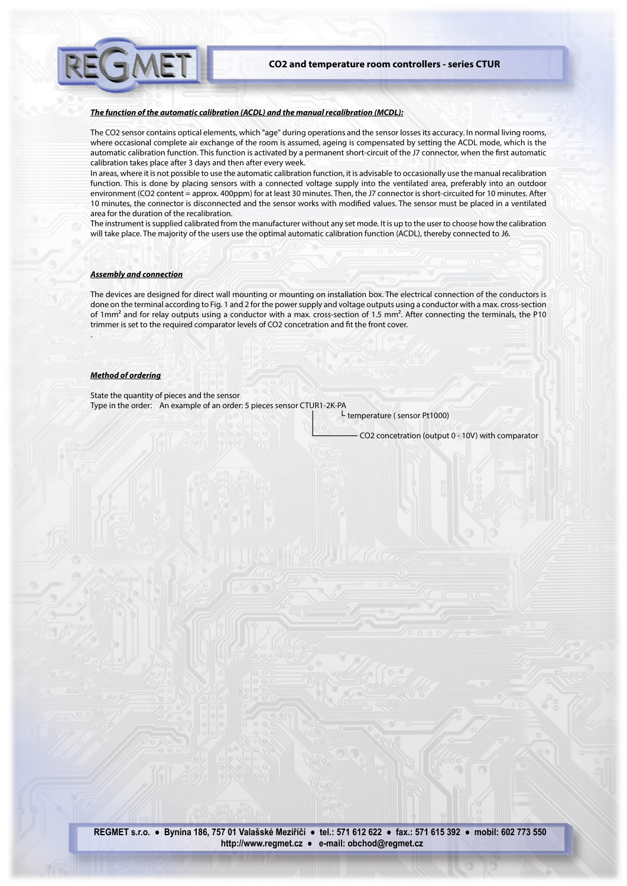***The function of the automatic calibration (ACDL) and the manual recalibration (MCDL):***

The CO2 sensor contains optical elements, which "age" during operations and the sensor losses its accuracy. In normal living rooms, where occasional complete air exchange of the room is assumed, ageing is compensated by setting the ACDL mode, which is the automatic calibration function. This function is activated by a permanent short-circuit of the J7 connector, when the first automatic calibration takes place after 3 days and then after every week.
In areas, where it is not possible to use the automatic calibration function, it is advisable to occasionally use the manual recalibration function. This is done by placing sensors with a connected voltage supply into the ventilated area, preferably into an outdoor environment (CO2 content = approx. 400ppm) for at least 30 minutes. Then, the J7 connector is short-circuited for 10 minutes. After 10 minutes, the connector is disconnected and the sensor works with modified values. The sensor must be placed in a ventilated area for the duration of the recalibration.
The instrument is supplied calibrated from the manufacturer without any set mode. It is up to the user to choose how the calibration will take place. The majority of the users use the optimal automatic calibration function (ACDL), thereby connected to J6.

***Assembly and connection***

The devices are designed for direct wall mounting or mounting on installation box. The electrical connection of the conductors is done on the terminal according to Fig. 1 and 2 for the power supply and voltage outputs using a conductor with a max. cross-section of 1mm² and for relay outputs using a conductor with a max. cross-section of 1.5 mm². After connecting the terminals, the P10 trimmer is set to the required comparator levels of CO2 concetration and fit the front cover.

.

***Method of ordering***

State the quantity of pieces and the sensor
Type in the order: An example of an order: 5 pieces sensor CTUR1-2K-PA

└ temperature ( sensor Pt1000)

CO2 concetration (output 0 - 10V) with comparator

REGMET s.r.o. • Bynina 186, 757 01 Valašské Meziříčí • tel.: 571 612 622 • fax.: 571 615 392 • mobil: 602 773 550
http://www.regmet.cz • e-mail: obchod@regmet.cz